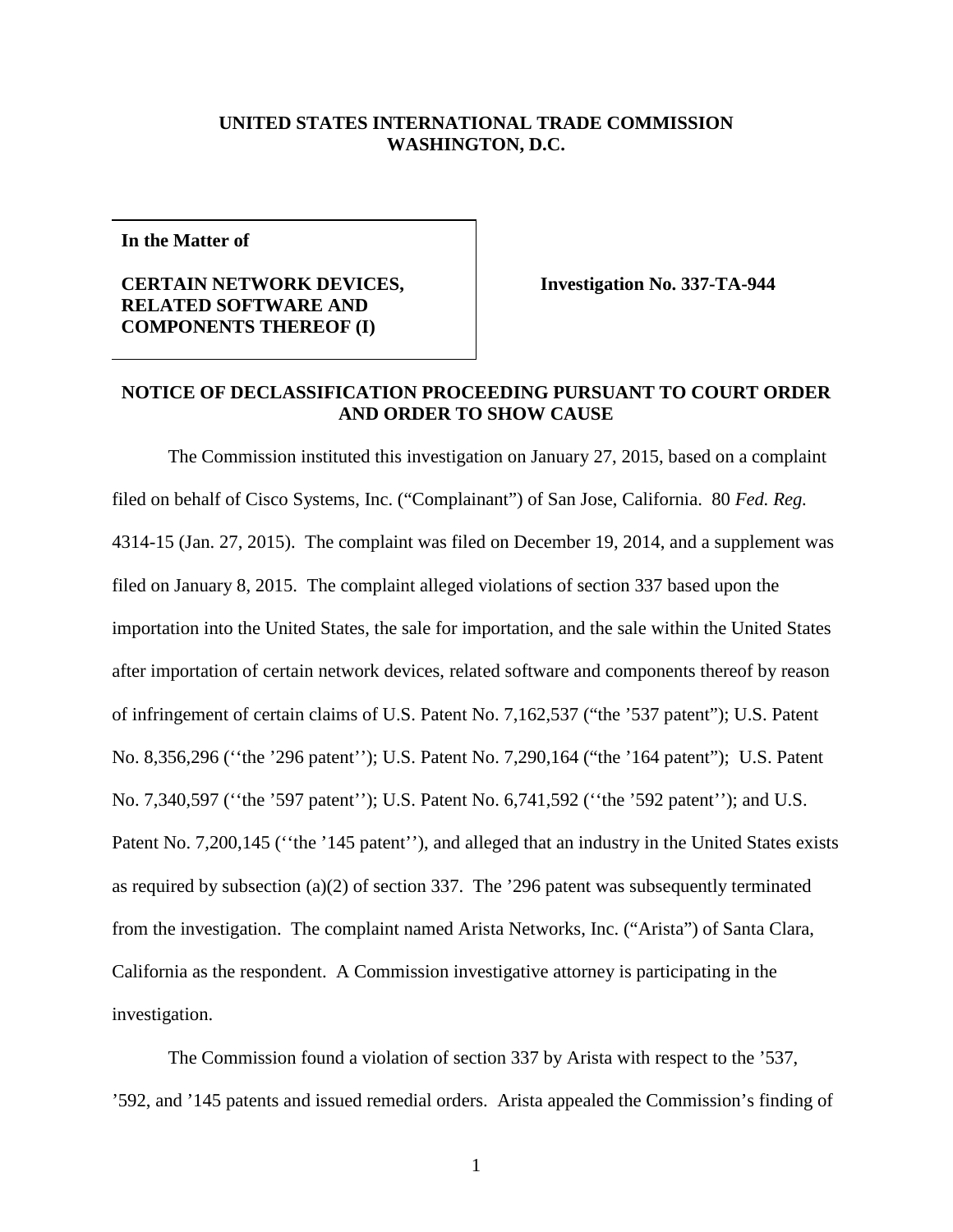**UNITED STATES INTERNATIONAL TRADE COMMISSION**
**WASHINGTON, D.C.**

**In the Matter of**

**CERTAIN NETWORK DEVICES, RELATED SOFTWARE AND COMPONENTS THEREOF (I)**

**Investigation No. 337-TA-944**

## NOTICE OF DECLASSIFICATION PROCEEDING PURSUANT TO COURT ORDER AND ORDER TO SHOW CAUSE

The Commission instituted this investigation on January 27, 2015, based on a complaint filed on behalf of Cisco Systems, Inc. ("Complainant") of San Jose, California. 80 *Fed. Reg.* 4314-15 (Jan. 27, 2015). The complaint was filed on December 19, 2014, and a supplement was filed on January 8, 2015. The complaint alleged violations of section 337 based upon the importation into the United States, the sale for importation, and the sale within the United States after importation of certain network devices, related software and components thereof by reason of infringement of certain claims of U.S. Patent No. 7,162,537 ("the '537 patent"); U.S. Patent No. 8,356,296 (''the '296 patent''); U.S. Patent No. 7,290,164 ("the '164 patent"); U.S. Patent No. 7,340,597 (''the '597 patent''); U.S. Patent No. 6,741,592 (''the '592 patent''); and U.S. Patent No. 7,200,145 (''the '145 patent''), and alleged that an industry in the United States exists as required by subsection (a)(2) of section 337. The '296 patent was subsequently terminated from the investigation. The complaint named Arista Networks, Inc. ("Arista") of Santa Clara, California as the respondent. A Commission investigative attorney is participating in the investigation.

The Commission found a violation of section 337 by Arista with respect to the '537, '592, and '145 patents and issued remedial orders. Arista appealed the Commission's finding of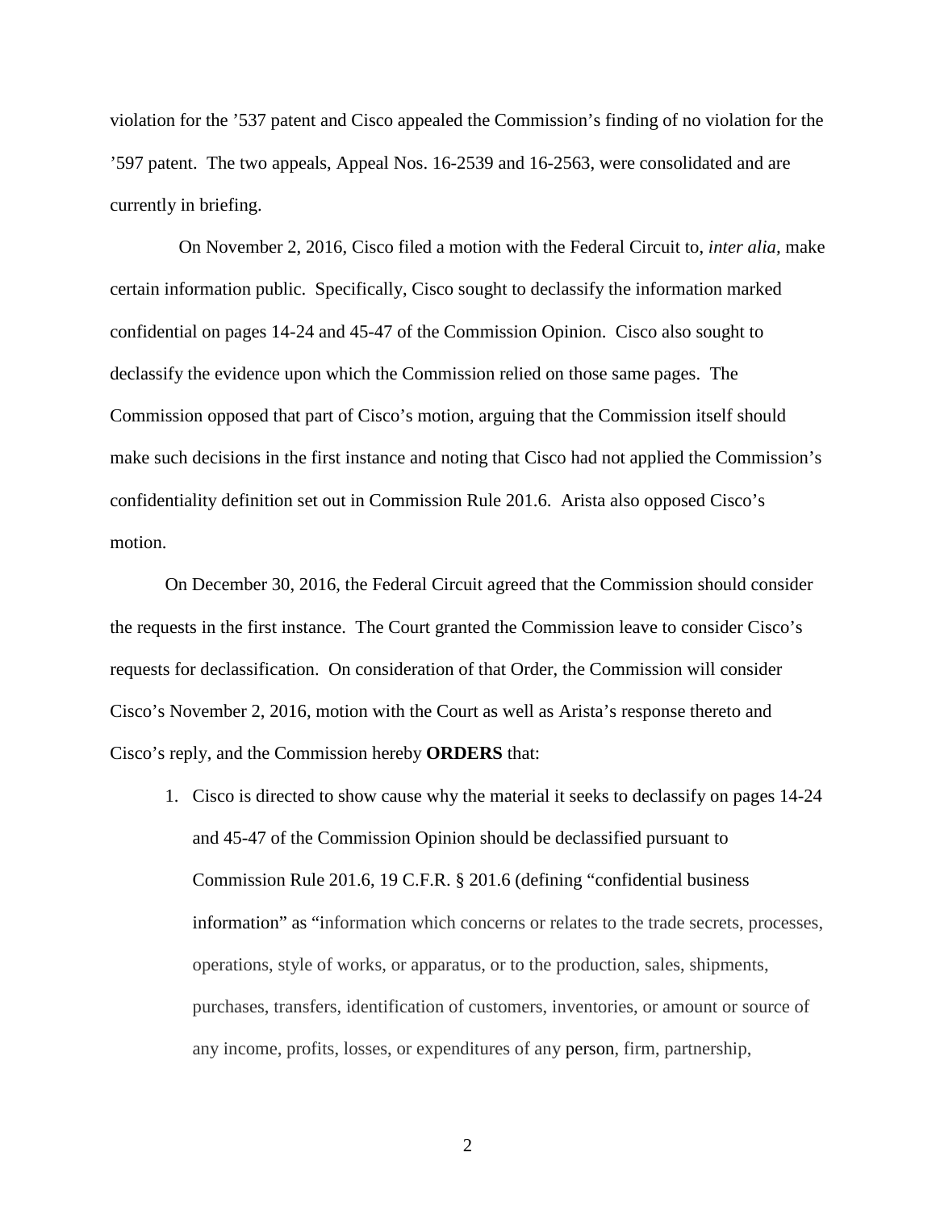violation for the ’537 patent and Cisco appealed the Commission’s finding of no violation for the ’597 patent. The two appeals, Appeal Nos. 16-2539 and 16-2563, were consolidated and are currently in briefing.

On November 2, 2016, Cisco filed a motion with the Federal Circuit to, *inter alia*, make certain information public. Specifically, Cisco sought to declassify the information marked confidential on pages 14-24 and 45-47 of the Commission Opinion. Cisco also sought to declassify the evidence upon which the Commission relied on those same pages. The Commission opposed that part of Cisco’s motion, arguing that the Commission itself should make such decisions in the first instance and noting that Cisco had not applied the Commission’s confidentiality definition set out in Commission Rule 201.6. Arista also opposed Cisco’s motion.

On December 30, 2016, the Federal Circuit agreed that the Commission should consider the requests in the first instance. The Court granted the Commission leave to consider Cisco’s requests for declassification. On consideration of that Order, the Commission will consider Cisco’s November 2, 2016, motion with the Court as well as Arista’s response thereto and Cisco’s reply, and the Commission hereby **ORDERS** that:

1. Cisco is directed to show cause why the material it seeks to declassify on pages 14-24 and 45-47 of the Commission Opinion should be declassified pursuant to Commission Rule 201.6, 19 C.F.R. § 201.6 (defining “confidential business information” as “information which concerns or relates to the trade secrets, processes, operations, style of works, or apparatus, or to the production, sales, shipments, purchases, transfers, identification of customers, inventories, or amount or source of any income, profits, losses, or expenditures of any person, firm, partnership,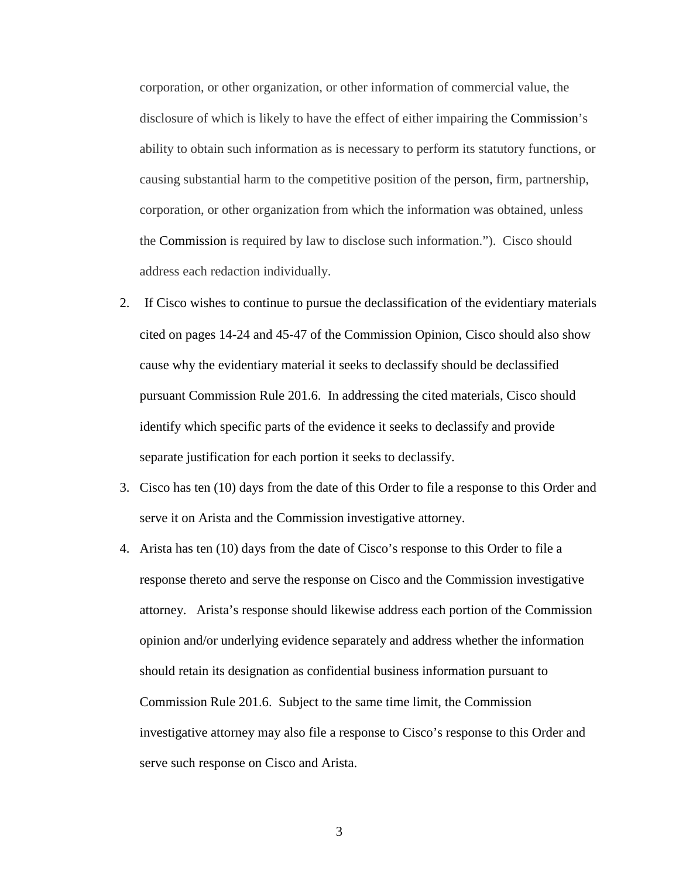corporation, or other organization, or other information of commercial value, the disclosure of which is likely to have the effect of either impairing the Commission's ability to obtain such information as is necessary to perform its statutory functions, or causing substantial harm to the competitive position of the person, firm, partnership, corporation, or other organization from which the information was obtained, unless the Commission is required by law to disclose such information."). Cisco should address each redaction individually.

2. If Cisco wishes to continue to pursue the declassification of the evidentiary materials cited on pages 14-24 and 45-47 of the Commission Opinion, Cisco should also show cause why the evidentiary material it seeks to declassify should be declassified pursuant Commission Rule 201.6. In addressing the cited materials, Cisco should identify which specific parts of the evidence it seeks to declassify and provide separate justification for each portion it seeks to declassify.

3. Cisco has ten (10) days from the date of this Order to file a response to this Order and serve it on Arista and the Commission investigative attorney.

4. Arista has ten (10) days from the date of Cisco's response to this Order to file a response thereto and serve the response on Cisco and the Commission investigative attorney. Arista's response should likewise address each portion of the Commission opinion and/or underlying evidence separately and address whether the information should retain its designation as confidential business information pursuant to Commission Rule 201.6. Subject to the same time limit, the Commission investigative attorney may also file a response to Cisco's response to this Order and serve such response on Cisco and Arista.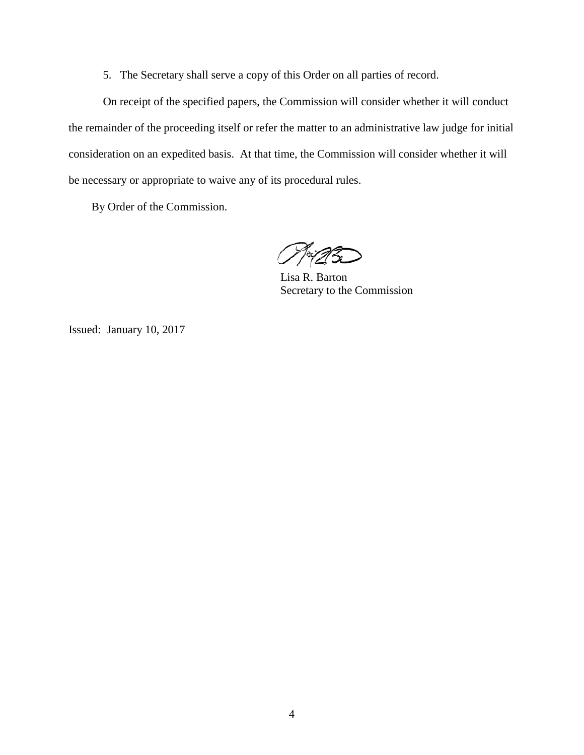5. The Secretary shall serve a copy of this Order on all parties of record.

On receipt of the specified papers, the Commission will consider whether it will conduct the remainder of the proceeding itself or refer the matter to an administrative law judge for initial consideration on an expedited basis. At that time, the Commission will consider whether it will be necessary or appropriate to waive any of its procedural rules.

By Order of the Commission.

Lisa R. Barton
Secretary to the Commission

Issued: January 10, 2017